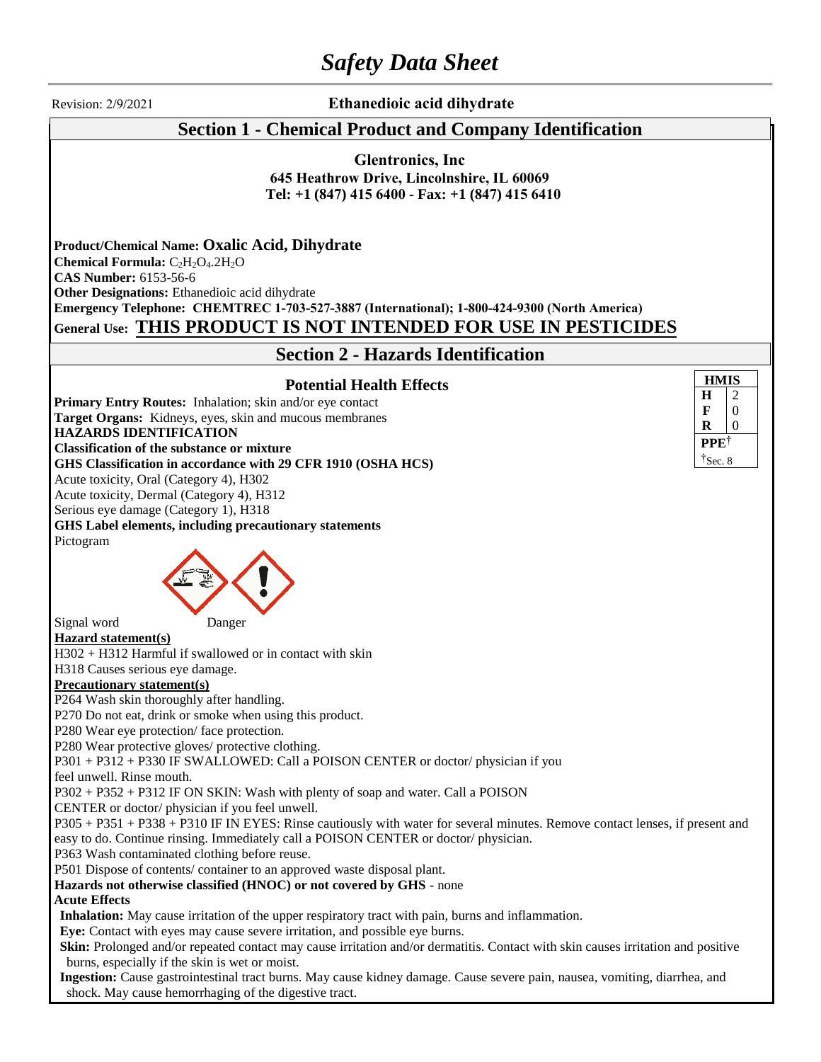# *Safety Data Sheet*

Revision: 2/9/2021 **Ethanedioic acid dihydrate**

## Section 1 - Chemical Product and Company Identification

**Glentronics, Inc**
**645 Heathrow Drive, Lincolnshire, IL 60069**
**Tel: +1 (847) 415 6400 - Fax: +1 (847) 415 6410**

**Product/Chemical Name: Oxalic Acid, Dihydrate**
**Chemical Formula:** $C_2H_2O_4.2H_2O$
**CAS Number:** 6153-56-6
**Other Designations:** Ethanedioic acid dihydrate
**Emergency Telephone: CHEMTREC 1-703-527-3887 (International); 1-800-424-9300 (North America)**
**General Use: THIS PRODUCT IS NOT INTENDED FOR USE IN PESTICIDES**

## Section 2 - Hazards Identification

### Potential Health Effects

| HMIS | |
|---|---|
| H | 2 |
| F | 0 |
| R | 0 |
| PPE[†] | |
| [†]Sec. 8 | |

**Primary Entry Routes:** Inhalation; skin and/or eye contact
**Target Organs:** Kidneys, eyes, skin and mucous membranes
**HAZARDS IDENTIFICATION**
**Classification of the substance or mixture**
**GHS Classification in accordance with 29 CFR 1910 (OSHA HCS)**
Acute toxicity, Oral (Category 4), H302
Acute toxicity, Dermal (Category 4), H312
Serious eye damage (Category 1), H318
**GHS Label elements, including precautionary statements**
Pictogram

Signal word Danger

**Hazard statement(s)**
H302 + H312 Harmful if swallowed or in contact with skin
H318 Causes serious eye damage.

**Precautionary statement(s)**
P264 Wash skin thoroughly after handling.
P270 Do not eat, drink or smoke when using this product.
P280 Wear eye protection/ face protection.
P280 Wear protective gloves/ protective clothing.
P301 + P312 + P330 IF SWALLOWED: Call a POISON CENTER or doctor/ physician if you feel unwell. Rinse mouth.
P302 + P352 + P312 IF ON SKIN: Wash with plenty of soap and water. Call a POISON CENTER or doctor/ physician if you feel unwell.
P305 + P351 + P338 + P310 IF IN EYES: Rinse cautiously with water for several minutes. Remove contact lenses, if present and easy to do. Continue rinsing. Immediately call a POISON CENTER or doctor/ physician.
P363 Wash contaminated clothing before reuse.
P501 Dispose of contents/ container to an approved waste disposal plant.
**Hazards not otherwise classified (HNOC) or not covered by GHS** - none
**Acute Effects**
**Inhalation:** May cause irritation of the upper respiratory tract with pain, burns and inflammation.
**Eye:** Contact with eyes may cause severe irritation, and possible eye burns.
**Skin:** Prolonged and/or repeated contact may cause irritation and/or dermatitis. Contact with skin causes irritation and positive burns, especially if the skin is wet or moist.
**Ingestion:** Cause gastrointestinal tract burns. May cause kidney damage. Cause severe pain, nausea, vomiting, diarrhea, and shock. May cause hemorrhaging of the digestive tract.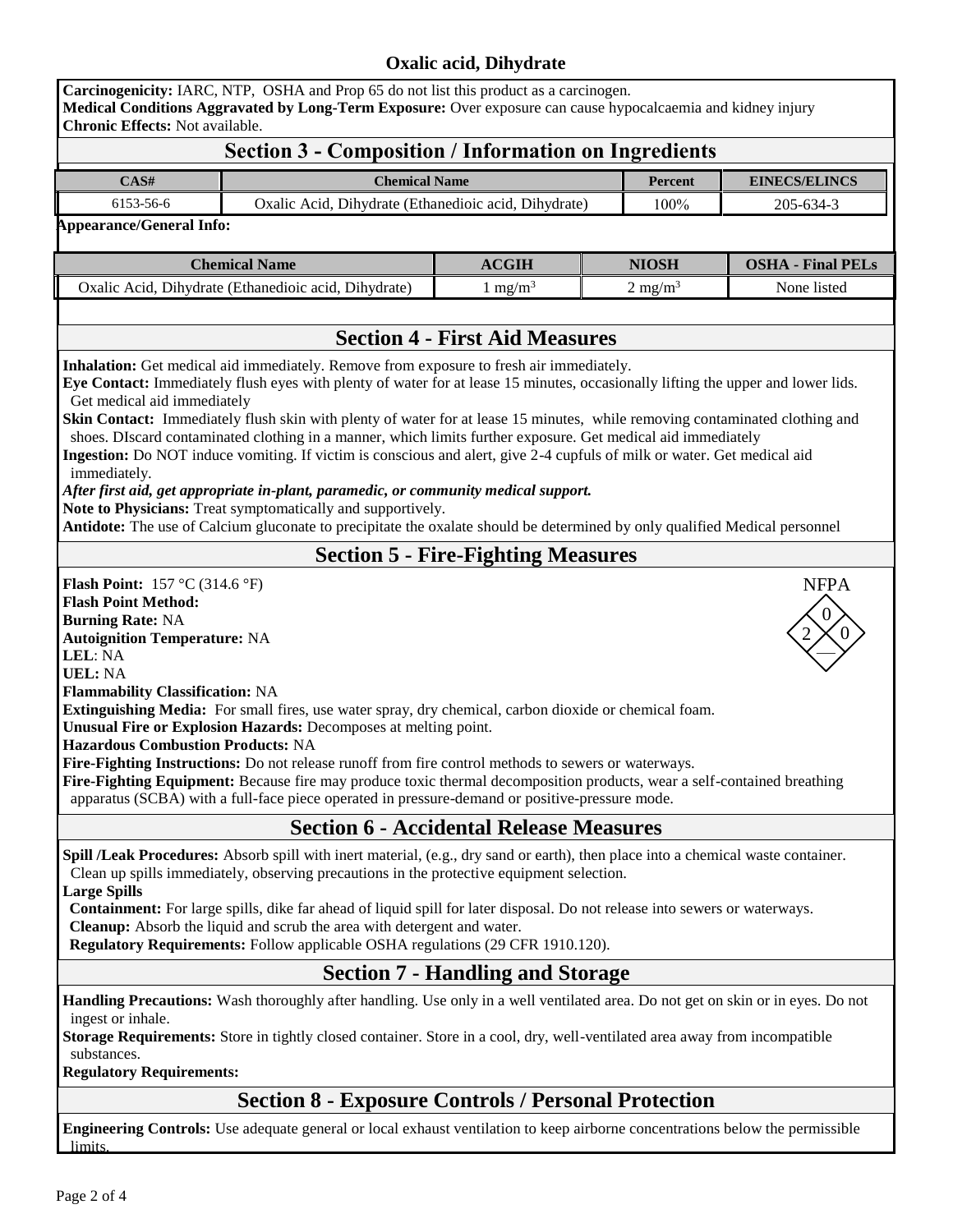# Oxalic acid, Dihydrate

**Carcinogenicity:** IARC, NTP, OSHA and Prop 65 do not list this product as a carcinogen.
**Medical Conditions Aggravated by Long-Term Exposure:** Over exposure can cause hypocalcaemia and kidney injury
**Chronic Effects:** Not available.

## Section 3 - Composition / Information on Ingredients

| CAS# | Chemical Name | Percent | EINECS/ELINCS |
|---|---|---|---|
| 6153-56-6 | Oxalic Acid, Dihydrate (Ethanedioic acid, Dihydrate) | 100% | 205-634-3 |

**Appearance/General Info:**

| Chemical Name | ACGIH | NIOSH | OSHA - Final PELs |
|---|---|---|---|
| Oxalic Acid, Dihydrate (Ethanedioic acid, Dihydrate) | 1 $mg/m^3$ | 2 $mg/m^3$ | None listed |

## Section 4 - First Aid Measures

**Inhalation:** Get medical aid immediately. Remove from exposure to fresh air immediately.
**Eye Contact:** Immediately flush eyes with plenty of water for at lease 15 minutes, occasionally lifting the upper and lower lids. Get medical aid immediately
**Skin Contact:** Immediately flush skin with plenty of water for at lease 15 minutes, while removing contaminated clothing and shoes. DIscard contaminated clothing in a manner, which limits further exposure. Get medical aid immediately
**Ingestion:** Do NOT induce vomiting. If victim is conscious and alert, give 2-4 cupfuls of milk or water. Get medical aid immediately.
***After first aid, get appropriate in-plant, paramedic, or community medical support.***
**Note to Physicians:** Treat symptomatically and supportively.
**Antidote:** The use of Calcium gluconate to precipitate the oxalate should be determined by only qualified Medical personnel

## Section 5 - Fire-Fighting Measures

**Flash Point:** 157 °C (314.6 °F)
**Flash Point Method:**
**Burning Rate:** NA
**Autoignition Temperature:** NA
**LEL**: NA
**UEL:** NA
**Flammability Classification:** NA
**Extinguishing Media:** For small fires, use water spray, dry chemical, carbon dioxide or chemical foam.
**Unusual Fire or Explosion Hazards:** Decomposes at melting point.
**Hazardous Combustion Products:** NA
**Fire-Fighting Instructions:** Do not release runoff from fire control methods to sewers or waterways.
**Fire-Fighting Equipment:** Because fire may produce toxic thermal decomposition products, wear a self-contained breathing apparatus (SCBA) with a full-face piece operated in pressure-demand or positive-pressure mode.

NFPA: Health 2, Flammability 0, Reactivity 0

## Section 6 - Accidental Release Measures

**Spill /Leak Procedures:** Absorb spill with inert material, (e.g., dry sand or earth), then place into a chemical waste container. Clean up spills immediately, observing precautions in the protective equipment selection.
**Large Spills**
**Containment:** For large spills, dike far ahead of liquid spill for later disposal. Do not release into sewers or waterways.
**Cleanup:** Absorb the liquid and scrub the area with detergent and water.
**Regulatory Requirements:** Follow applicable OSHA regulations (29 CFR 1910.120).

## Section 7 - Handling and Storage

**Handling Precautions:** Wash thoroughly after handling. Use only in a well ventilated area. Do not get on skin or in eyes. Do not ingest or inhale.
**Storage Requirements:** Store in tightly closed container. Store in a cool, dry, well-ventilated area away from incompatible substances.
**Regulatory Requirements:**

## Section 8 - Exposure Controls / Personal Protection

**Engineering Controls:** Use adequate general or local exhaust ventilation to keep airborne concentrations below the permissible limits.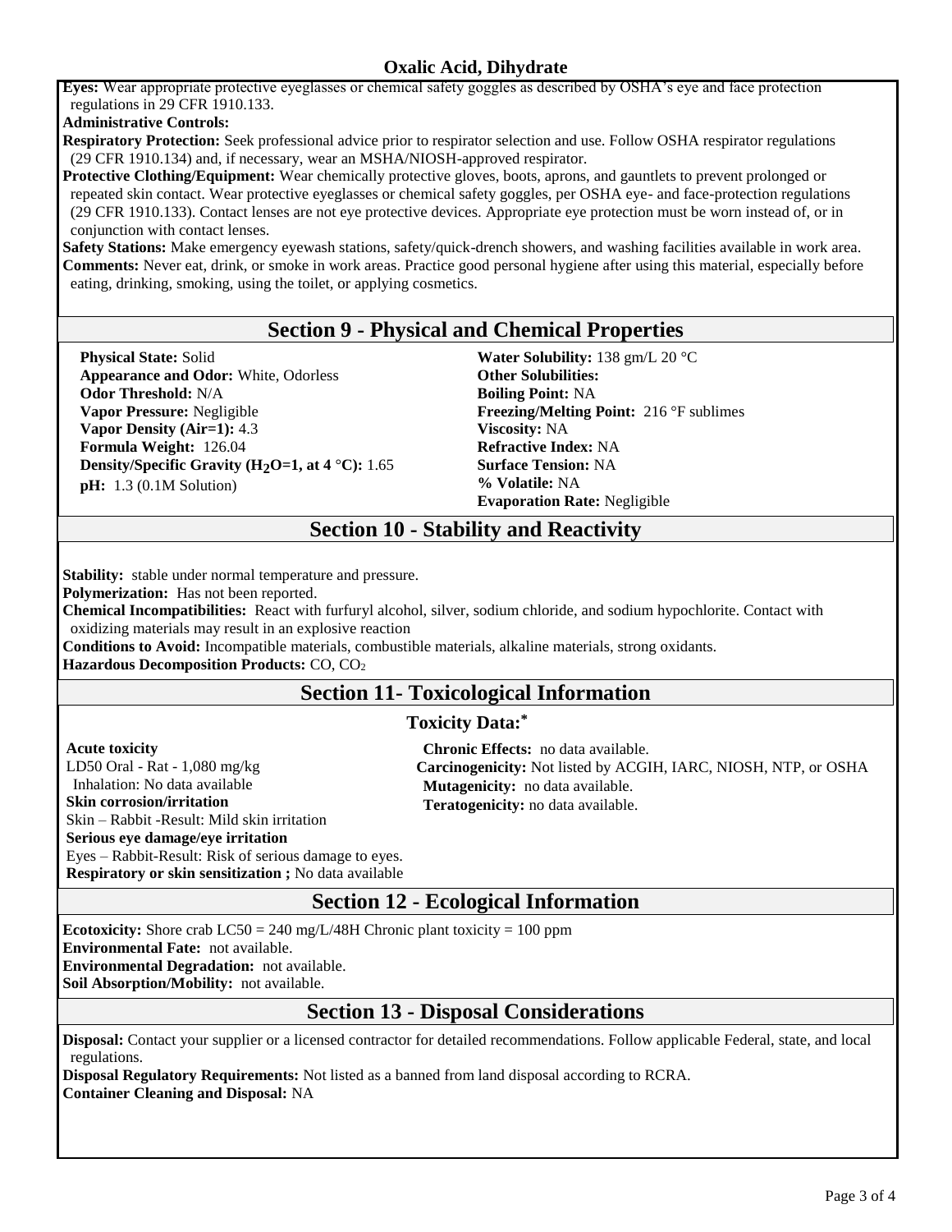**Eyes:** Wear appropriate protective eyeglasses or chemical safety goggles as described by OSHA's eye and face protection regulations in 29 CFR 1910.133.

**Administrative Controls:**

**Respiratory Protection:** Seek professional advice prior to respirator selection and use. Follow OSHA respirator regulations (29 CFR 1910.134) and, if necessary, wear an MSHA/NIOSH-approved respirator.

**Protective Clothing/Equipment:** Wear chemically protective gloves, boots, aprons, and gauntlets to prevent prolonged or repeated skin contact. Wear protective eyeglasses or chemical safety goggles, per OSHA eye- and face-protection regulations (29 CFR 1910.133). Contact lenses are not eye protective devices. Appropriate eye protection must be worn instead of, or in conjunction with contact lenses.

**Safety Stations:** Make emergency eyewash stations, safety/quick-drench showers, and washing facilities available in work area.

**Comments:** Never eat, drink, or smoke in work areas. Practice good personal hygiene after using this material, especially before eating, drinking, smoking, using the toilet, or applying cosmetics.

## Section 9 - Physical and Chemical Properties

**Physical State:** Solid
**Appearance and Odor:** White, Odorless
**Odor Threshold:** N/A
**Vapor Pressure:** Negligible
**Vapor Density (Air=1):** 4.3
**Formula Weight:** 126.04
**Density/Specific Gravity ($H_2O$=1, at 4 °C):** 1.65
**pH:** 1.3 (0.1M Solution)

**Water Solubility:** 138 gm/L 20 °C
**Other Solubilities:**
**Boiling Point:** NA
**Freezing/Melting Point:** 216 °F sublimes
**Viscosity:** NA
**Refractive Index:** NA
**Surface Tension:** NA
**% Volatile:** NA
**Evaporation Rate:** Negligible

## Section 10 - Stability and Reactivity

**Stability:** stable under normal temperature and pressure.

**Polymerization:** Has not been reported.

**Chemical Incompatibilities:** React with furfuryl alcohol, silver, sodium chloride, and sodium hypochlorite. Contact with oxidizing materials may result in an explosive reaction

**Conditions to Avoid:** Incompatible materials, combustible materials, alkaline materials, strong oxidants.

**Hazardous Decomposition Products:** CO, $CO_2$

## Section 11- Toxicological Information

### Toxicity Data:*

**Acute toxicity**
LD50 Oral - Rat - 1,080 mg/kg
Inhalation: No data available
**Skin corrosion/irritation**
Skin – Rabbit -Result: Mild skin irritation
**Serious eye damage/eye irritation**
Eyes – Rabbit-Result: Risk of serious damage to eyes.
**Respiratory or skin sensitization ;** No data available

**Chronic Effects:** no data available.
**Carcinogenicity:** Not listed by ACGIH, IARC, NIOSH, NTP, or OSHA
**Mutagenicity:** no data available.
**Teratogenicity:** no data available.

## Section 12 - Ecological Information

**Ecotoxicity:** Shore crab LC50 = 240 mg/L/48H Chronic plant toxicity = 100 ppm

**Environmental Fate:** not available.

**Environmental Degradation:** not available.

**Soil Absorption/Mobility:** not available.

## Section 13 - Disposal Considerations

**Disposal:** Contact your supplier or a licensed contractor for detailed recommendations. Follow applicable Federal, state, and local regulations.

**Disposal Regulatory Requirements:** Not listed as a banned from land disposal according to RCRA.

**Container Cleaning and Disposal:** NA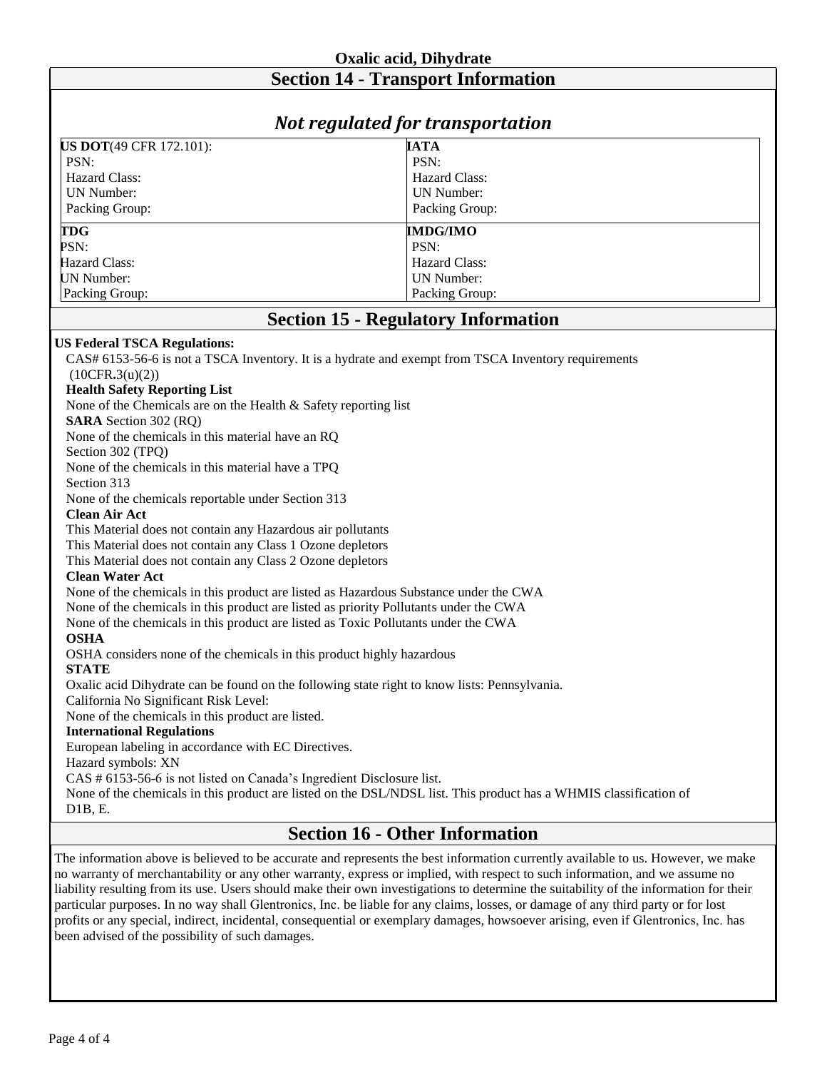**Oxalic acid, Dihydrate**

## Section 14 - Transport Information

### *Not regulated for transportation*

| | |
|---|---|
| **US DOT**(49 CFR 172.101):<br>PSN:<br>Hazard Class:<br>UN Number:<br>Packing Group: | **IATA**<br>PSN:<br>Hazard Class:<br>UN Number:<br>Packing Group: |
| **TDG**<br>PSN:<br>Hazard Class:<br>UN Number:<br>Packing Group: | **IMDG/IMO**<br>PSN:<br>Hazard Class:<br>UN Number:<br>Packing Group: |

## Section 15 - Regulatory Information

**US Federal TSCA Regulations:**

CAS# 6153-56-6 is not a TSCA Inventory. It is a hydrate and exempt from TSCA Inventory requirements (10CFR**.**3(u)(2))

**Health Safety Reporting List**

None of the Chemicals are on the Health & Safety reporting list

**SARA** Section 302 (RQ)

None of the chemicals in this material have an RQ

Section 302 (TPQ)

None of the chemicals in this material have a TPQ

Section 313

None of the chemicals reportable under Section 313

**Clean Air Act**

This Material does not contain any Hazardous air pollutants

This Material does not contain any Class 1 Ozone depletors

This Material does not contain any Class 2 Ozone depletors

**Clean Water Act**

None of the chemicals in this product are listed as Hazardous Substance under the CWA

None of the chemicals in this product are listed as priority Pollutants under the CWA

None of the chemicals in this product are listed as Toxic Pollutants under the CWA

**OSHA**

OSHA considers none of the chemicals in this product highly hazardous

**STATE**

Oxalic acid Dihydrate can be found on the following state right to know lists: Pennsylvania.

California No Significant Risk Level:

None of the chemicals in this product are listed.

**International Regulations**

European labeling in accordance with EC Directives.

Hazard symbols: XN

CAS # 6153-56-6 is not listed on Canada's Ingredient Disclosure list.

None of the chemicals in this product are listed on the DSL/NDSL list. This product has a WHMIS classification of D1B, E.

## Section 16 - Other Information

The information above is believed to be accurate and represents the best information currently available to us. However, we make no warranty of merchantability or any other warranty, express or implied, with respect to such information, and we assume no liability resulting from its use. Users should make their own investigations to determine the suitability of the information for their particular purposes. In no way shall Glentronics, Inc. be liable for any claims, losses, or damage of any third party or for lost profits or any special, indirect, incidental, consequential or exemplary damages, howsoever arising, even if Glentronics, Inc. has been advised of the possibility of such damages.